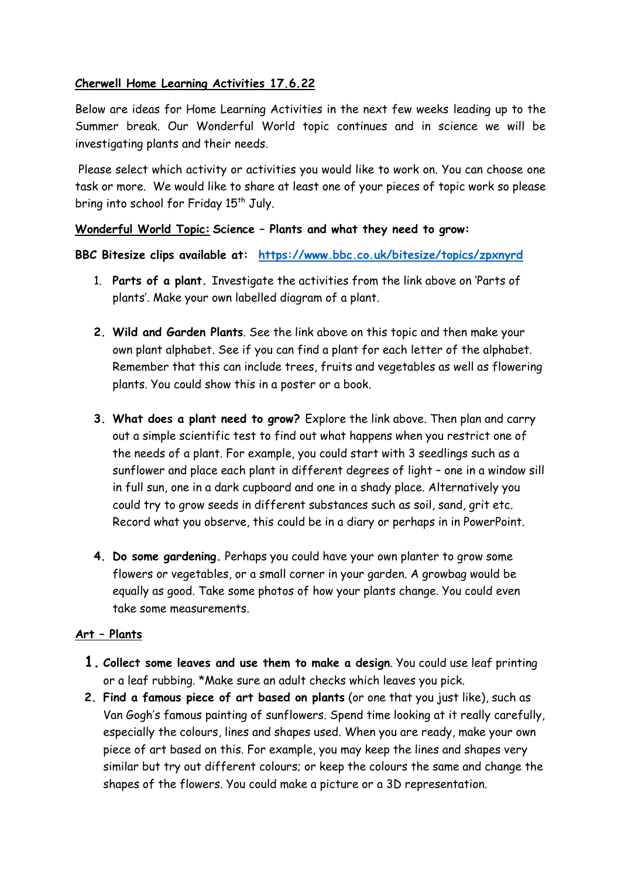**Cherwell Home Learning Activities 17.6.22**

Below are ideas for Home Learning Activities in the next few weeks leading up to the Summer break. Our Wonderful World topic continues and in science we will be investigating plants and their needs.

Please select which activity or activities you would like to work on. You can choose one task or more. We would like to share at least one of your pieces of topic work so please bring into school for Friday 15th July.

**Wonderful World Topic: Science – Plants and what they need to grow:**

**BBC Bitesize clips available at: https://www.bbc.co.uk/bitesize/topics/zpxnyrd**

1. **Parts of a plant.** Investigate the activities from the link above on 'Parts of plants'. Make your own labelled diagram of a plant.

2. **Wild and Garden Plants**. See the link above on this topic and then make your own plant alphabet. See if you can find a plant for each letter of the alphabet. Remember that this can include trees, fruits and vegetables as well as flowering plants. You could show this in a poster or a book.

3. **What does a plant need to grow?** Explore the link above. Then plan and carry out a simple scientific test to find out what happens when you restrict one of the needs of a plant. For example, you could start with 3 seedlings such as a sunflower and place each plant in different degrees of light – one in a window sill in full sun, one in a dark cupboard and one in a shady place. Alternatively you could try to grow seeds in different substances such as soil, sand, grit etc. Record what you observe, this could be in a diary or perhaps in in PowerPoint.

4. **Do some gardening.** Perhaps you could have your own planter to grow some flowers or vegetables, or a small corner in your garden. A growbag would be equally as good. Take some photos of how your plants change. You could even take some measurements.

**Art – Plants**

1. **Collect some leaves and use them to make a design**. You could use leaf printing or a leaf rubbing. *Make sure an adult checks which leaves you pick.
2. **Find a famous piece of art based on plants** (or one that you just like), such as Van Gogh's famous painting of sunflowers. Spend time looking at it really carefully, especially the colours, lines and shapes used. When you are ready, make your own piece of art based on this. For example, you may keep the lines and shapes very similar but try out different colours; or keep the colours the same and change the shapes of the flowers. You could make a picture or a 3D representation.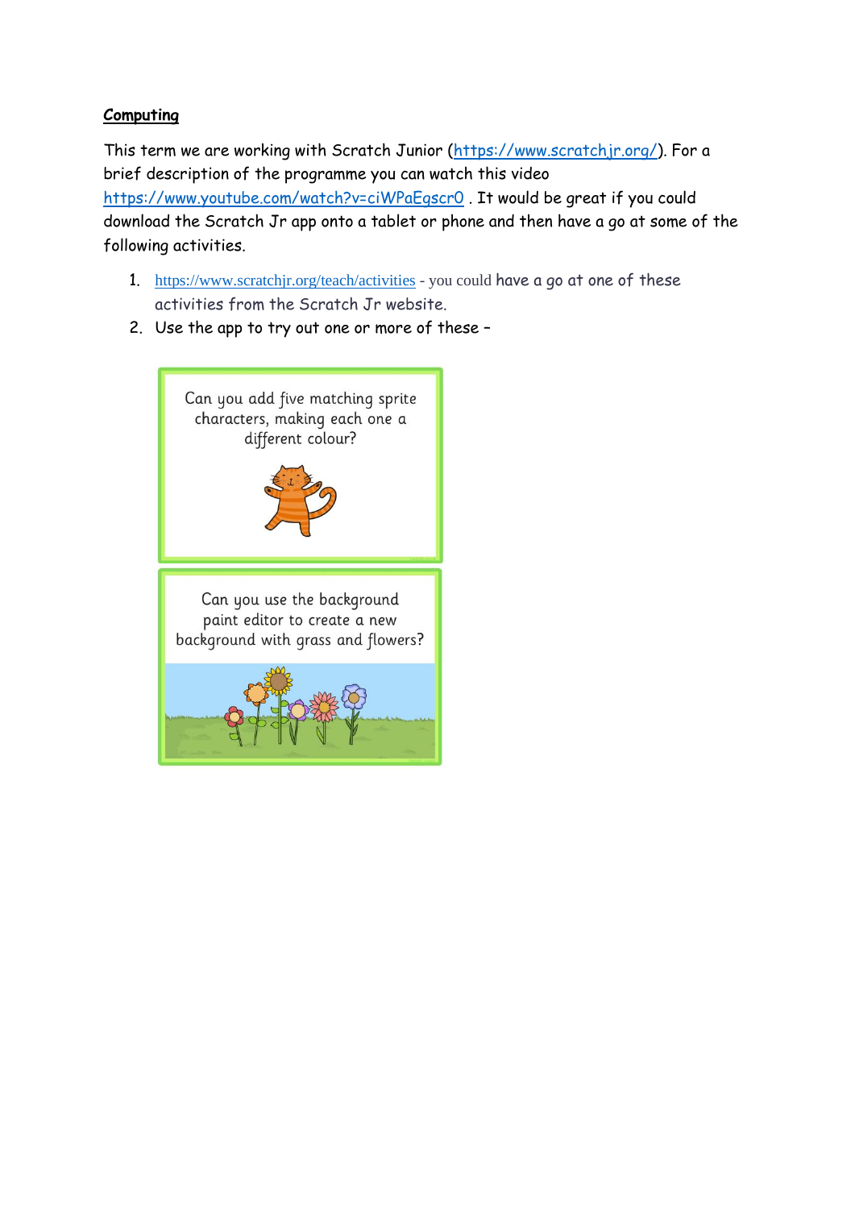**Computing**

This term we are working with Scratch Junior (https://www.scratchjr.org/). For a brief description of the programme you can watch this video https://www.youtube.com/watch?v=ciWPaEgscr0 . It would be great if you could download the Scratch Jr app onto a tablet or phone and then have a go at some of the following activities.

1. https://www.scratchjr.org/teach/activities - you could have a go at one of these activities from the Scratch Jr website.
2. Use the app to try out one or more of these –

Can you add five matching sprite characters, making each one a different colour?

Can you use the background paint editor to create a new background with grass and flowers?